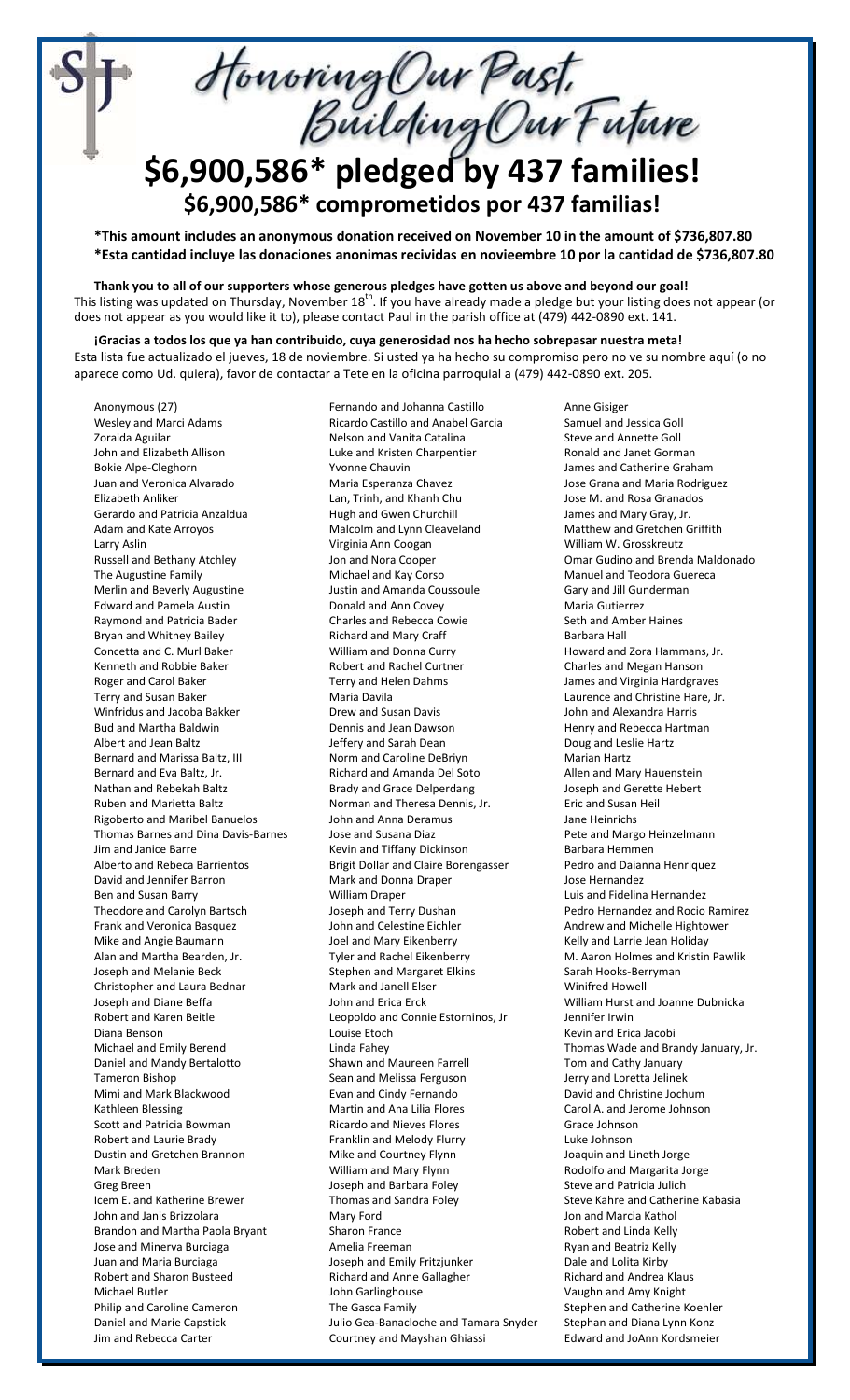# Honoring Our Past, Building Our Future

## $6,900,586* pledged by 437 families!

### $6,900,586* comprometidos por 437 familias!

**\*This amount includes an anonymous donation received on November 10 in the amount of $736,807.80**
**\*Esta cantidad incluye las donaciones anonimas recividas en novieembre 10 por la cantidad de $736,807.80**

**Thank you to all of our supporters whose generous pledges have gotten us above and beyond our goal!** This listing was updated on Thursday, November 18th. If you have already made a pledge but your listing does not appear (or does not appear as you would like it to), please contact Paul in the parish office at (479) 442-0890 ext. 141.

**¡Gracias a todos los que ya han contribuido, cuya generosidad nos ha hecho sobrepasar nuestra meta!** Esta lista fue actualizado el jueves, 18 de noviembre. Si usted ya ha hecho su compromiso pero no ve su nombre aquí (o no aparece como Ud. quiera), favor de contactar a Tete en la oficina parroquial a (479) 442-0890 ext. 205.

Anonymous (27)
Wesley and Marci Adams
Zoraida Aguilar
John and Elizabeth Allison
Bokie Alpe-Cleghorn
Juan and Veronica Alvarado
Elizabeth Anliker
Gerardo and Patricia Anzaldua
Adam and Kate Arroyos
Larry Aslin
Russell and Bethany Atchley
The Augustine Family
Merlin and Beverly Augustine
Edward and Pamela Austin
Raymond and Patricia Bader
Bryan and Whitney Bailey
Concetta and C. Murl Baker
Kenneth and Robbie Baker
Roger and Carol Baker
Terry and Susan Baker
Winfridus and Jacoba Bakker
Bud and Martha Baldwin
Albert and Jean Baltz
Bernard and Marissa Baltz, III
Bernard and Eva Baltz, Jr.
Nathan and Rebekah Baltz
Ruben and Marietta Baltz
Rigoberto and Maribel Banuelos
Thomas Barnes and Dina Davis-Barnes
Jim and Janice Barre
Alberto and Rebeca Barrientos
David and Jennifer Barron
Ben and Susan Barry
Theodore and Carolyn Bartsch
Frank and Veronica Basquez
Mike and Angie Baumann
Alan and Martha Bearden, Jr.
Joseph and Melanie Beck
Christopher and Laura Bednar
Joseph and Diane Beffa
Robert and Karen Beitle
Diana Benson
Michael and Emily Berend
Daniel and Mandy Bertalotto
Tameron Bishop
Mimi and Mark Blackwood
Kathleen Blessing
Scott and Patricia Bowman
Robert and Laurie Brady
Dustin and Gretchen Brannon
Mark Breden
Greg Breen
Icem E. and Katherine Brewer
John and Janis Brizzolara
Brandon and Martha Paola Bryant
Jose and Minerva Burciaga
Juan and Maria Burciaga
Robert and Sharon Busteed
Michael Butler
Philip and Caroline Cameron
Daniel and Marie Capstick
Jim and Rebecca Carter
Fernando and Johanna Castillo
Ricardo Castillo and Anabel Garcia
Nelson and Vanita Catalina
Luke and Kristen Charpentier
Yvonne Chauvin
Maria Esperanza Chavez
Lan, Trinh, and Khanh Chu
Hugh and Gwen Churchill
Malcolm and Lynn Cleaveland
Virginia Ann Coogan
Jon and Nora Cooper
Michael and Kay Corso
Justin and Amanda Coussoule
Donald and Ann Covey
Charles and Rebecca Cowie
Richard and Mary Craff
William and Donna Curry
Robert and Rachel Curtner
Terry and Helen Dahms
Maria Davila
Drew and Susan Davis
Dennis and Jean Dawson
Jeffery and Sarah Dean
Norm and Caroline DeBriyn
Richard and Amanda Del Soto
Brady and Grace Delperdang
Norman and Theresa Dennis, Jr.
John and Anna Deramus
Jose and Susana Diaz
Kevin and Tiffany Dickinson
Brigit Dollar and Claire Borengasser
Mark and Donna Draper
William Draper
Joseph and Terry Dushan
John and Celestine Eichler
Joel and Mary Eikenberry
Tyler and Rachel Eikenberry
Stephen and Margaret Elkins
Mark and Janell Elser
John and Erica Erck
Leopoldo and Connie Estorninos, Jr
Louise Etoch
Linda Fahey
Shawn and Maureen Farrell
Sean and Melissa Ferguson
Evan and Cindy Fernando
Martin and Ana Lilia Flores
Ricardo and Nieves Flores
Franklin and Melody Flurry
Mike and Courtney Flynn
William and Mary Flynn
Joseph and Barbara Foley
Thomas and Sandra Foley
Mary Ford
Sharon France
Amelia Freeman
Joseph and Emily Fritzjunker
Richard and Anne Gallagher
John Garlinghouse
The Gasca Family
Julio Gea-Banacloche and Tamara Snyder
Courtney and Mayshan Ghiassi
Anne Gisiger
Samuel and Jessica Goll
Steve and Annette Goll
Ronald and Janet Gorman
James and Catherine Graham
Jose Grana and Maria Rodriguez
Jose M. and Rosa Granados
James and Mary Gray, Jr.
Matthew and Gretchen Griffith
William W. Grosskreutz
Omar Gudino and Brenda Maldonado
Manuel and Teodora Guereca
Gary and Jill Gunderman
Maria Gutierrez
Seth and Amber Haines
Barbara Hall
Howard and Zora Hammans, Jr.
Charles and Megan Hanson
James and Virginia Hardgraves
Laurence and Christine Hare, Jr.
John and Alexandra Harris
Henry and Rebecca Hartman
Doug and Leslie Hartz
Marian Hartz
Allen and Mary Hauenstein
Joseph and Gerette Hebert
Eric and Susan Heil
Jane Heinrichs
Pete and Margo Heinzelmann
Barbara Hemmen
Pedro and Daianna Henriquez
Jose Hernandez
Luis and Fidelina Hernandez
Pedro Hernandez and Rocio Ramirez
Andrew and Michelle Hightower
Kelly and Larrie Jean Holiday
M. Aaron Holmes and Kristin Pawlik
Sarah Hooks-Berryman
Winifred Howell
William Hurst and Joanne Dubnicka
Jennifer Irwin
Kevin and Erica Jacobi
Thomas Wade and Brandy January, Jr.
Tom and Cathy January
Jerry and Loretta Jelinek
David and Christine Jochum
Carol A. and Jerome Johnson
Grace Johnson
Luke Johnson
Joaquin and Lineth Jorge
Rodolfo and Margarita Jorge
Steve and Patricia Julich
Steve Kahre and Catherine Kabasia
Jon and Marcia Kathol
Robert and Linda Kelly
Ryan and Beatriz Kelly
Dale and Lolita Kirby
Richard and Andrea Klaus
Vaughn and Amy Knight
Stephen and Catherine Koehler
Stephan and Diana Lynn Konz
Edward and JoAnn Kordsmeier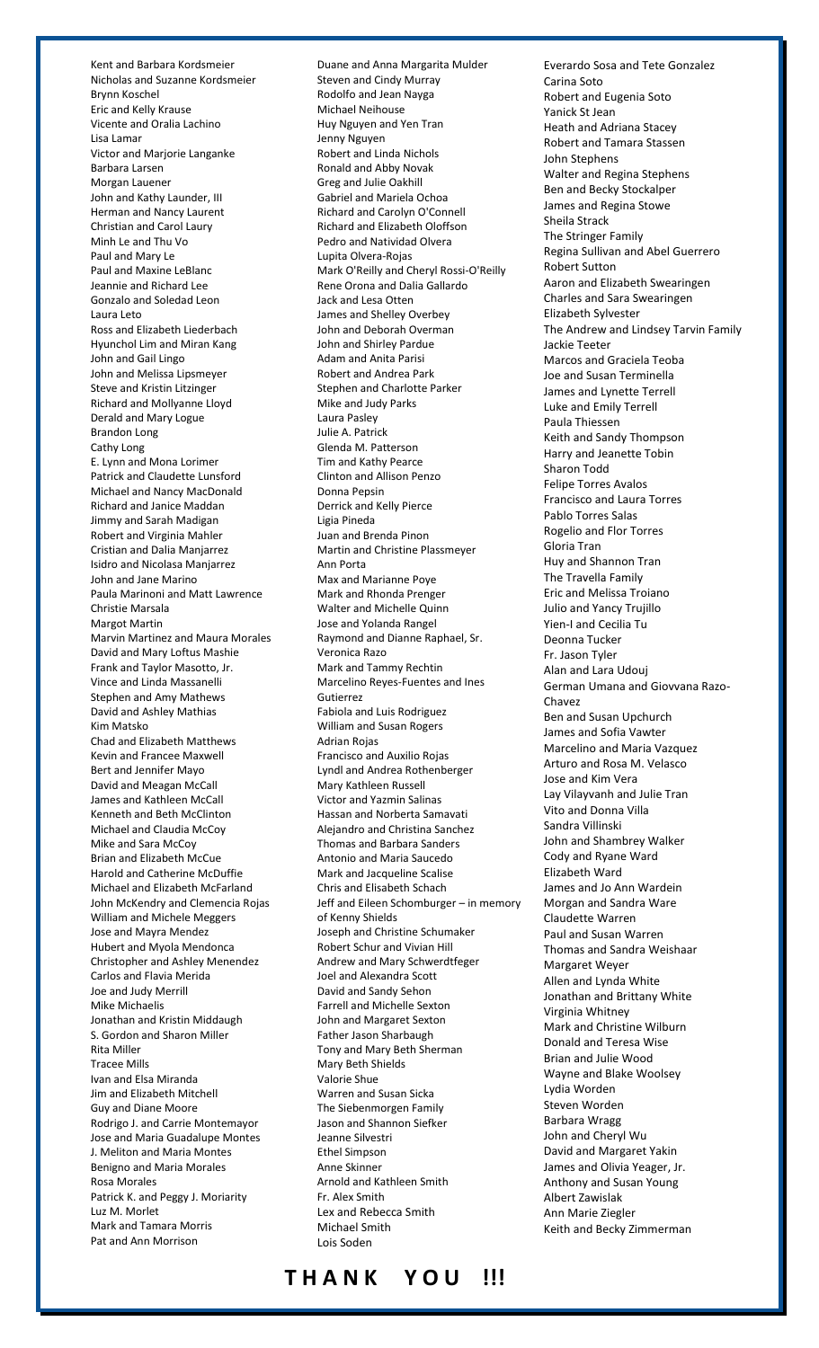Kent and Barbara Kordsmeier
Nicholas and Suzanne Kordsmeier
Brynn Koschel
Eric and Kelly Krause
Vicente and Oralia Lachino
Lisa Lamar
Victor and Marjorie Langanke
Barbara Larsen
Morgan Lauener
John and Kathy Launder, III
Herman and Nancy Laurent
Christian and Carol Laury
Minh Le and Thu Vo
Paul and Mary Le
Paul and Maxine LeBlanc
Jeannie and Richard Lee
Gonzalo and Soledad Leon
Laura Leto
Ross and Elizabeth Liederbach
Hyunchol Lim and Miran Kang
John and Gail Lingo
John and Melissa Lipsmeyer
Steve and Kristin Litzinger
Richard and Mollyanne Lloyd
Derald and Mary Logue
Brandon Long
Cathy Long
E. Lynn and Mona Lorimer
Patrick and Claudette Lunsford
Michael and Nancy MacDonald
Richard and Janice Maddan
Jimmy and Sarah Madigan
Robert and Virginia Mahler
Cristian and Dalia Manjarrez
Isidro and Nicolasa Manjarrez
John and Jane Marino
Paula Marinoni and Matt Lawrence
Christie Marsala
Margot Martin
Marvin Martinez and Maura Morales
David and Mary Loftus Mashie
Frank and Taylor Masotto, Jr.
Vince and Linda Massanelli
Stephen and Amy Mathews
David and Ashley Mathias
Kim Matsko
Chad and Elizabeth Matthews
Kevin and Francee Maxwell
Bert and Jennifer Mayo
David and Meagan McCall
James and Kathleen McCall
Kenneth and Beth McClinton
Michael and Claudia McCoy
Mike and Sara McCoy
Brian and Elizabeth McCue
Harold and Catherine McDuffie
Michael and Elizabeth McFarland
John McKendry and Clemencia Rojas
William and Michele Meggers
Jose and Mayra Mendez
Hubert and Myola Mendonca
Christopher and Ashley Menendez
Carlos and Flavia Merida
Joe and Judy Merrill
Mike Michaelis
Jonathan and Kristin Middaugh
S. Gordon and Sharon Miller
Rita Miller
Tracee Mills
Ivan and Elsa Miranda
Jim and Elizabeth Mitchell
Guy and Diane Moore
Rodrigo J. and Carrie Montemayor
Jose and Maria Guadalupe Montes
J. Meliton and Maria Montes
Benigno and Maria Morales
Rosa Morales
Patrick K. and Peggy J. Moriarity
Luz M. Morlet
Mark and Tamara Morris
Pat and Ann Morrison

Duane and Anna Margarita Mulder
Steven and Cindy Murray
Rodolfo and Jean Nayga
Michael Neihouse
Huy Nguyen and Yen Tran
Jenny Nguyen
Robert and Linda Nichols
Ronald and Abby Novak
Greg and Julie Oakhill
Gabriel and Mariela Ochoa
Richard and Carolyn O'Connell
Richard and Elizabeth Oloffson
Pedro and Natividad Olvera
Lupita Olvera-Rojas
Mark O'Reilly and Cheryl Rossi-O'Reilly
Rene Orona and Dalia Gallardo
Jack and Lesa Otten
James and Shelley Overbey
John and Deborah Overman
John and Shirley Pardue
Adam and Anita Parisi
Robert and Andrea Park
Stephen and Charlotte Parker
Mike and Judy Parks
Laura Pasley
Julie A. Patrick
Glenda M. Patterson
Tim and Kathy Pearce
Clinton and Allison Penzo
Donna Pepsin
Derrick and Kelly Pierce
Ligia Pineda
Juan and Brenda Pinon
Martin and Christine Plassmeyer
Ann Porta
Max and Marianne Poye
Mark and Rhonda Prenger
Walter and Michelle Quinn
Jose and Yolanda Rangel
Raymond and Dianne Raphael, Sr.
Veronica Razo
Mark and Tammy Rechtin
Marcelino Reyes-Fuentes and Ines Gutierrez
Fabiola and Luis Rodriguez
William and Susan Rogers
Adrian Rojas
Francisco and Auxilio Rojas
Lyndl and Andrea Rothenberger
Mary Kathleen Russell
Victor and Yazmin Salinas
Hassan and Norberta Samavati
Alejandro and Christina Sanchez
Thomas and Barbara Sanders
Antonio and Maria Saucedo
Mark and Jacqueline Scalise
Chris and Elisabeth Schach
Jeff and Eileen Schomburger – in memory of Kenny Shields
Joseph and Christine Schumaker
Robert Schur and Vivian Hill
Andrew and Mary Schwerdtfeger
Joel and Alexandra Scott
David and Sandy Sehon
Farrell and Michelle Sexton
John and Margaret Sexton
Father Jason Sharbaugh
Tony and Mary Beth Sherman
Mary Beth Shields
Valorie Shue
Warren and Susan Sicka
The Siebenmorgen Family
Jason and Shannon Siefker
Jeanne Silvestri
Ethel Simpson
Anne Skinner
Arnold and Kathleen Smith
Fr. Alex Smith
Lex and Rebecca Smith
Michael Smith
Lois Soden

Everardo Sosa and Tete Gonzalez
Carina Soto
Robert and Eugenia Soto
Yanick St Jean
Heath and Adriana Stacey
Robert and Tamara Stassen
John Stephens
Walter and Regina Stephens
Ben and Becky Stockalper
James and Regina Stowe
Sheila Strack
The Stringer Family
Regina Sullivan and Abel Guerrero
Robert Sutton
Aaron and Elizabeth Swearingen
Charles and Sara Swearingen
Elizabeth Sylvester
The Andrew and Lindsey Tarvin Family
Jackie Teeter
Marcos and Graciela Teoba
Joe and Susan Terminella
James and Lynette Terrell
Luke and Emily Terrell
Paula Thiessen
Keith and Sandy Thompson
Harry and Jeanette Tobin
Sharon Todd
Felipe Torres Avalos
Francisco and Laura Torres
Pablo Torres Salas
Rogelio and Flor Torres
Gloria Tran
Huy and Shannon Tran
The Travella Family
Eric and Melissa Troiano
Julio and Yancy Trujillo
Yien-I and Cecilia Tu
Deonna Tucker
Fr. Jason Tyler
Alan and Lara Udouj
German Umana and Giovvana Razo-Chavez
Ben and Susan Upchurch
James and Sofia Vawter
Marcelino and Maria Vazquez
Arturo and Rosa M. Velasco
Jose and Kim Vera
Lay Vilayvanh and Julie Tran
Vito and Donna Villa
Sandra Villinski
John and Shambrey Walker
Cody and Ryane Ward
Elizabeth Ward
James and Jo Ann Wardein
Morgan and Sandra Ware
Claudette Warren
Paul and Susan Warren
Thomas and Sandra Weishaar
Margaret Weyer
Allen and Lynda White
Jonathan and Brittany White
Virginia Whitney
Mark and Christine Wilburn
Donald and Teresa Wise
Brian and Julie Wood
Wayne and Blake Woolsey
Lydia Worden
Steven Worden
Barbara Wragg
John and Cheryl Wu
David and Margaret Yakin
James and Olivia Yeager, Jr.
Anthony and Susan Young
Albert Zawislak
Ann Marie Ziegler
Keith and Becky Zimmerman

**THANK YOU !!!**